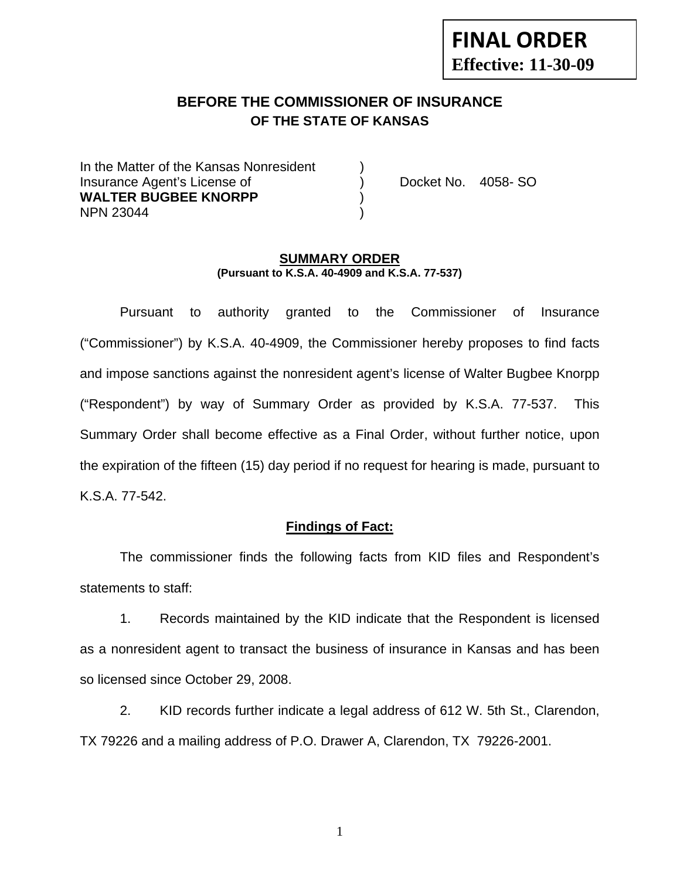**FINAL ORDER**
**Effective: 11-30-09**

## BEFORE THE COMMISSIONER OF INSURANCE
### OF THE STATE OF KANSAS

In the Matter of the Kansas Nonresident )
Insurance Agent's License of ) Docket No. 4058- SO
**WALTER BUGBEE KNORPP** )
NPN 23044 )

### SUMMARY ORDER
**(Pursuant to K.S.A. 40-4909 and K.S.A. 77-537)**

Pursuant to authority granted to the Commissioner of Insurance ("Commissioner") by K.S.A. 40-4909, the Commissioner hereby proposes to find facts and impose sanctions against the nonresident agent's license of Walter Bugbee Knorpp ("Respondent") by way of Summary Order as provided by K.S.A. 77-537. This Summary Order shall become effective as a Final Order, without further notice, upon the expiration of the fifteen (15) day period if no request for hearing is made, pursuant to K.S.A. 77-542.

**Findings of Fact:**

The commissioner finds the following facts from KID files and Respondent's statements to staff:

1. Records maintained by the KID indicate that the Respondent is licensed as a nonresident agent to transact the business of insurance in Kansas and has been so licensed since October 29, 2008.

2. KID records further indicate a legal address of 612 W. 5th St., Clarendon, TX 79226 and a mailing address of P.O. Drawer A, Clarendon, TX 79226-2001.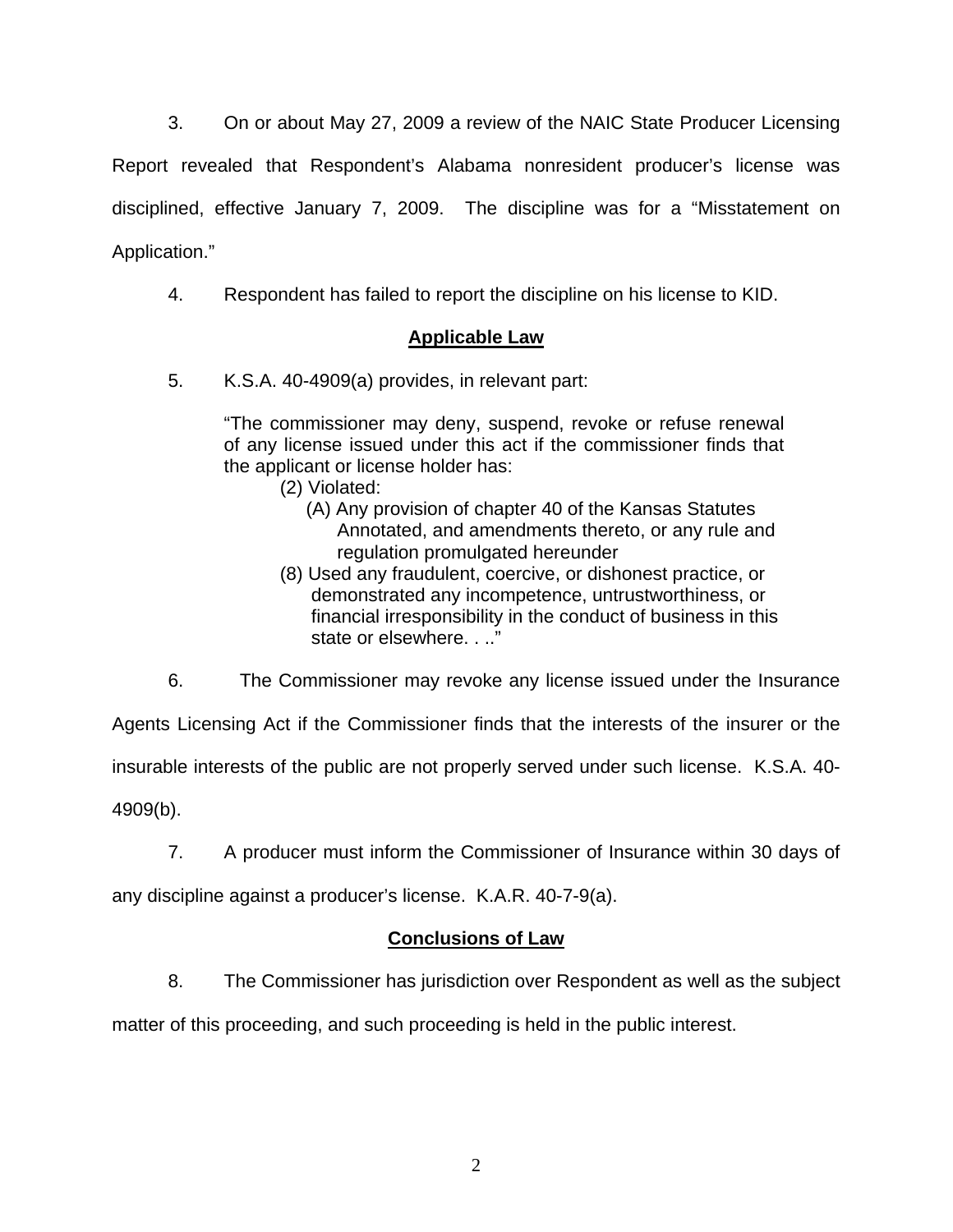3. On or about May 27, 2009 a review of the NAIC State Producer Licensing Report revealed that Respondent's Alabama nonresident producer's license was disciplined, effective January 7, 2009. The discipline was for a "Misstatement on Application."

4. Respondent has failed to report the discipline on his license to KID.

## **Applicable Law**

5. K.S.A. 40-4909(a) provides, in relevant part:

> "The commissioner may deny, suspend, revoke or refuse renewal of any license issued under this act if the commissioner finds that the applicant or license holder has:
>
> (2) Violated:
>
> (A) Any provision of chapter 40 of the Kansas Statutes Annotated, and amendments thereto, or any rule and regulation promulgated hereunder
>
> (8) Used any fraudulent, coercive, or dishonest practice, or demonstrated any incompetence, untrustworthiness, or financial irresponsibility in the conduct of business in this state or elsewhere. . .."

6. The Commissioner may revoke any license issued under the Insurance Agents Licensing Act if the Commissioner finds that the interests of the insurer or the insurable interests of the public are not properly served under such license. K.S.A. 40-4909(b).

7. A producer must inform the Commissioner of Insurance within 30 days of any discipline against a producer's license. K.A.R. 40-7-9(a).

## **Conclusions of Law**

8. The Commissioner has jurisdiction over Respondent as well as the subject matter of this proceeding, and such proceeding is held in the public interest.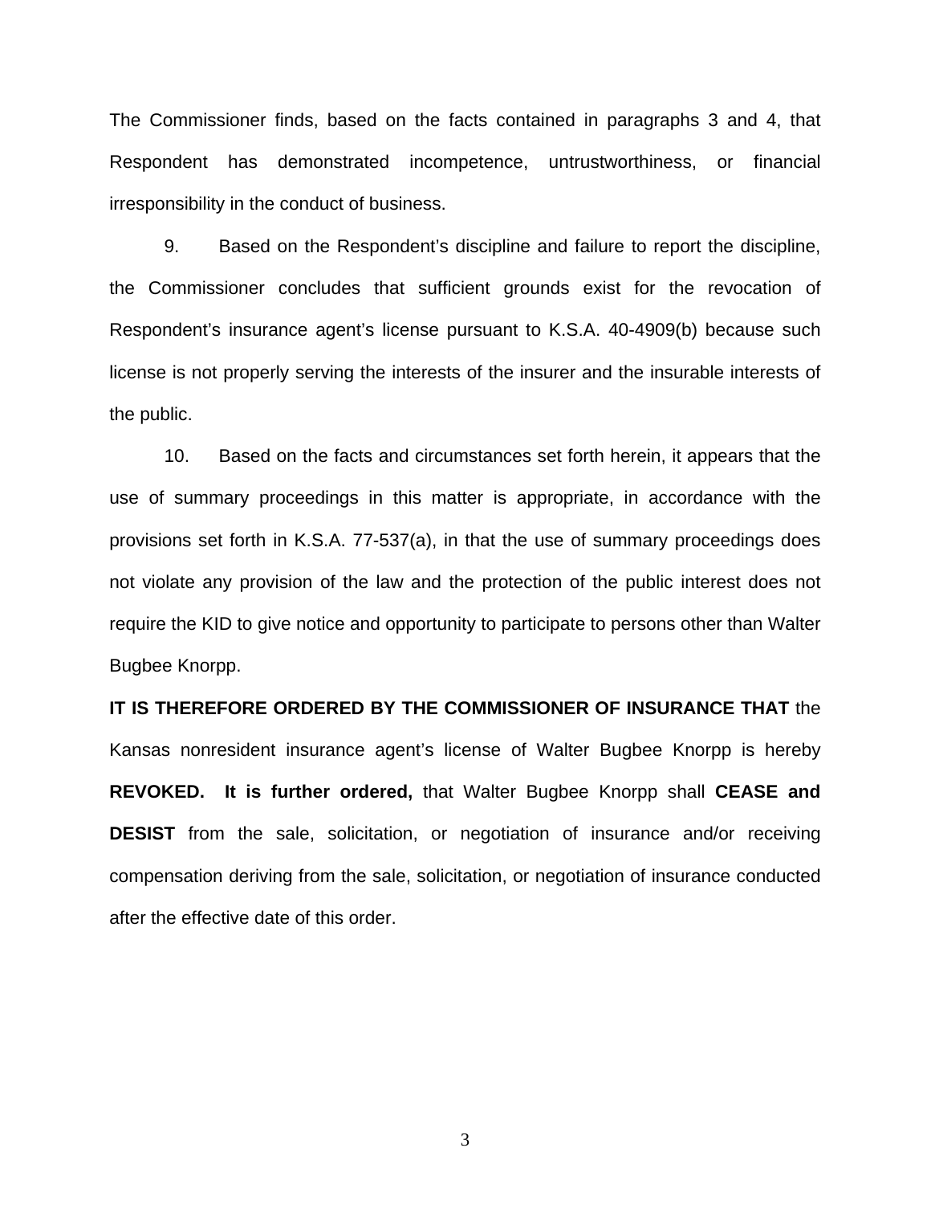The Commissioner finds, based on the facts contained in paragraphs 3 and 4, that Respondent has demonstrated incompetence, untrustworthiness, or financial irresponsibility in the conduct of business.

9. Based on the Respondent's discipline and failure to report the discipline, the Commissioner concludes that sufficient grounds exist for the revocation of Respondent's insurance agent's license pursuant to K.S.A. 40-4909(b) because such license is not properly serving the interests of the insurer and the insurable interests of the public.

10. Based on the facts and circumstances set forth herein, it appears that the use of summary proceedings in this matter is appropriate, in accordance with the provisions set forth in K.S.A. 77-537(a), in that the use of summary proceedings does not violate any provision of the law and the protection of the public interest does not require the KID to give notice and opportunity to participate to persons other than Walter Bugbee Knorpp.

**IT IS THEREFORE ORDERED BY THE COMMISSIONER OF INSURANCE THAT** the Kansas nonresident insurance agent's license of Walter Bugbee Knorpp is hereby **REVOKED. It is further ordered,** that Walter Bugbee Knorpp shall **CEASE and DESIST** from the sale, solicitation, or negotiation of insurance and/or receiving compensation deriving from the sale, solicitation, or negotiation of insurance conducted after the effective date of this order.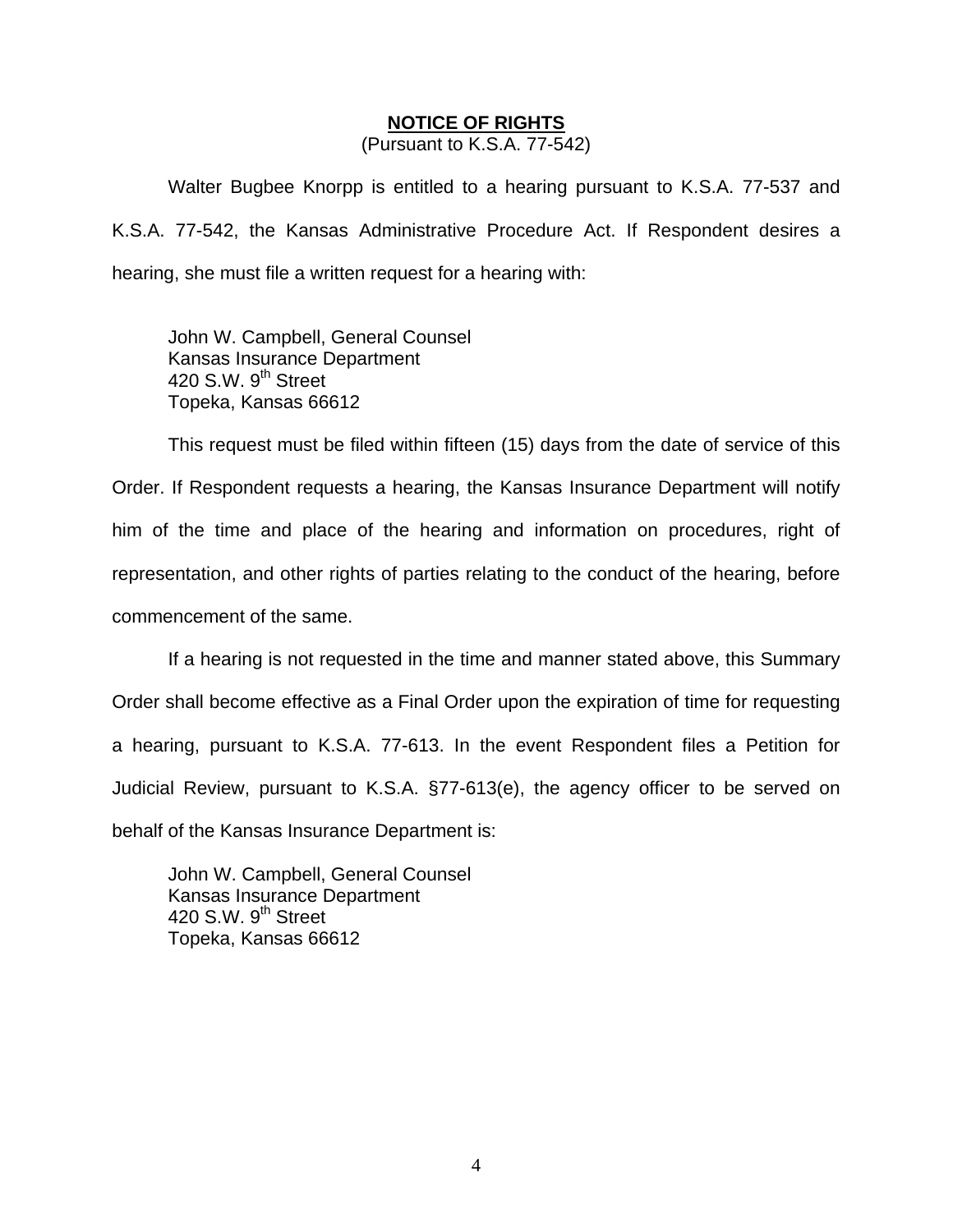**NOTICE OF RIGHTS**

(Pursuant to K.S.A. 77-542)

Walter Bugbee Knorpp is entitled to a hearing pursuant to K.S.A. 77-537 and K.S.A. 77-542, the Kansas Administrative Procedure Act. If Respondent desires a hearing, she must file a written request for a hearing with:

John W. Campbell, General Counsel
Kansas Insurance Department
420 S.W. 9th Street
Topeka, Kansas 66612

This request must be filed within fifteen (15) days from the date of service of this Order. If Respondent requests a hearing, the Kansas Insurance Department will notify him of the time and place of the hearing and information on procedures, right of representation, and other rights of parties relating to the conduct of the hearing, before commencement of the same.

If a hearing is not requested in the time and manner stated above, this Summary Order shall become effective as a Final Order upon the expiration of time for requesting a hearing, pursuant to K.S.A. 77-613. In the event Respondent files a Petition for Judicial Review, pursuant to K.S.A. §77-613(e), the agency officer to be served on behalf of the Kansas Insurance Department is:

John W. Campbell, General Counsel
Kansas Insurance Department
420 S.W. 9th Street
Topeka, Kansas 66612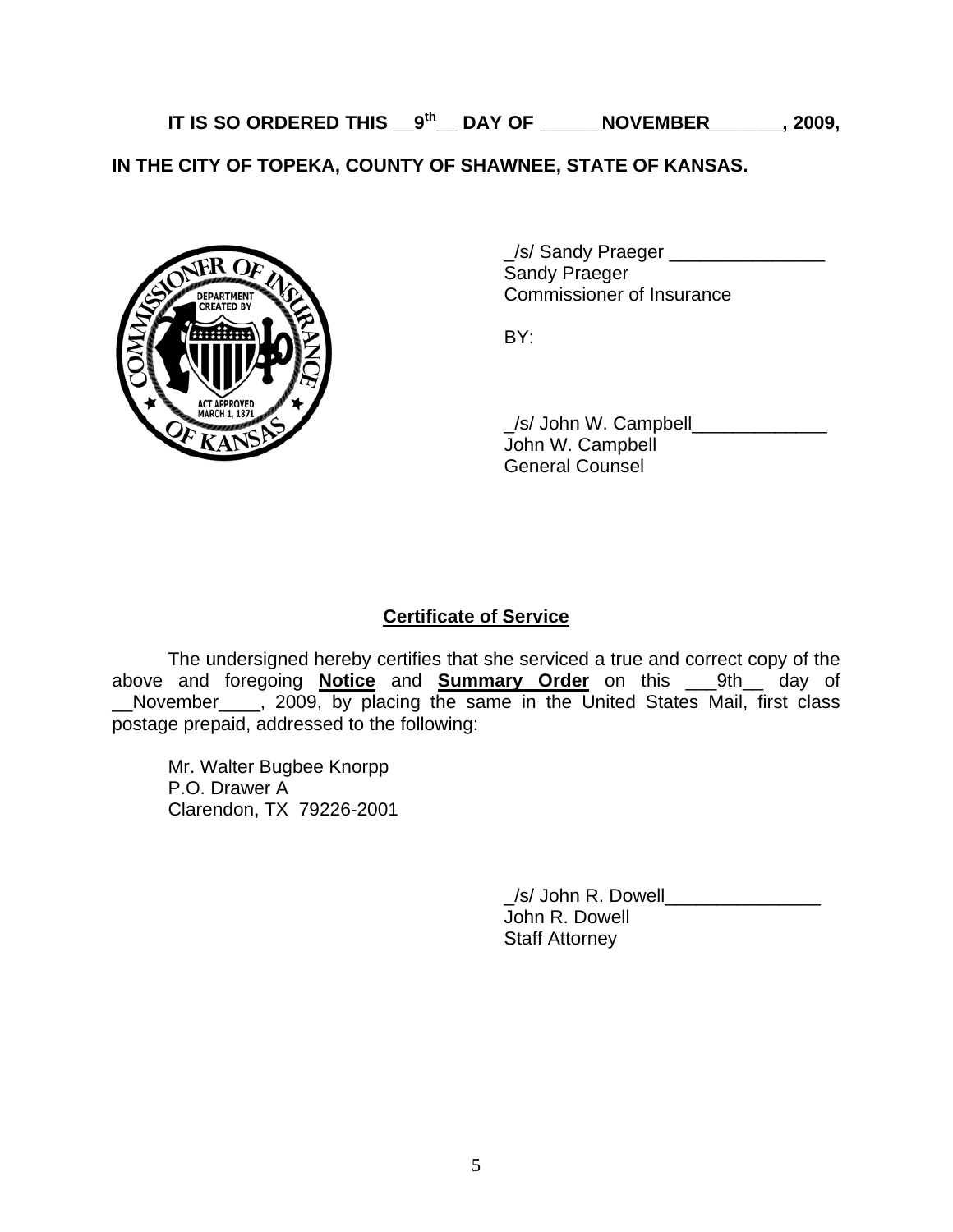**IT IS SO ORDERED THIS __9th__ DAY OF ______NOVEMBER_______, 2009,**

**IN THE CITY OF TOPEKA, COUNTY OF SHAWNEE, STATE OF KANSAS.**

_/s/ Sandy Praeger _______________
Sandy Praeger
Commissioner of Insurance

BY:

_/s/ John W. Campbell_____________
John W. Campbell
General Counsel

## Certificate of Service

The undersigned hereby certifies that she serviced a true and correct copy of the above and foregoing **Notice** and **Summary Order** on this ___9th__ day of __November____, 2009, by placing the same in the United States Mail, first class postage prepaid, addressed to the following:

Mr. Walter Bugbee Knorpp
P.O. Drawer A
Clarendon, TX 79226-2001

_/s/ John R. Dowell_______________
John R. Dowell
Staff Attorney